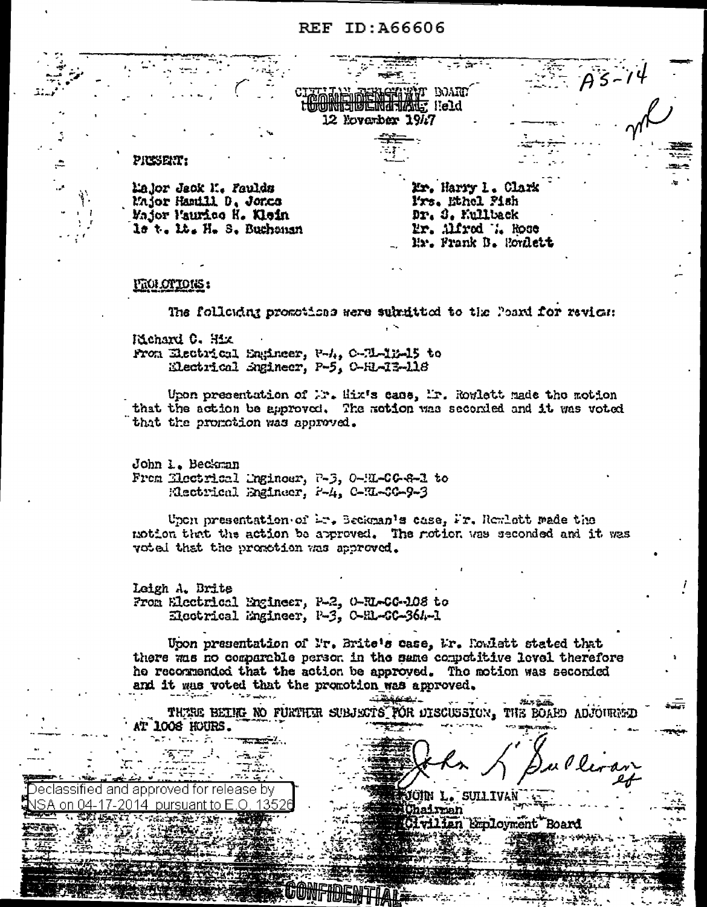REF ID:A66606

CONFIDENTIAL

CIVILIAN EMPLOYMENT BOARD Held
12 November 1947

AS-14

PRESENT:

Major Jack M. Faulds
Major Hamill D. Jones
Major Maurice H. Klein
1st. Lt. H. S. Buchanan

Mr. Harry L. Clark
Mrs. Ethel Fish
Dr. S. Kullback
Mr. Alfred W. Rose
Mr. Frank B. Rowlett

PROMOTIONS:

The following promotions were submitted to the Board for review:

Richard C. Hix
From Electrical Engineer, P-4, C-RL-IE-15 to
Electrical Engineer, P-5, C-RL-IE-118

Upon presentation of Mr. Hix's case, Mr. Rowlett made the motion that the action be approved. The motion was seconded and it was voted that the promotion was approved.

John L. Beckman
From Electrical Engineer, P-3, C-RL-CC-8-1 to
Electrical Engineer, P-4, C-RL-CC-9-3

Upon presentation of Mr. Beckman's case, Mr. Rowlett made the motion that the action be approved. The motion was seconded and it was voted that the promotion was approved.

Leigh A. Brite
From Electrical Engineer, P-2, C-RL-CC-108 to
Electrical Engineer, P-3, C-RL-CC-364-1

Upon presentation of Mr. Brite's case, Mr. Rowlett stated that there was no comparable person in the same competitive level therefore he recommended that the action be approved. The motion was seconded and it was voted that the promotion was approved.

THERE BEING NO FURTHER SUBJECTS FOR DISCUSSION, THE BOARD ADJOURNED AT 1008 HOURS.

John L. Sullivan

JOHN L. SULLIVAN
Chairman
Civilian Employment Board

Declassified and approved for release by NSA on 04-17-2014 pursuant to E.O. 13526

CONFIDENTIAL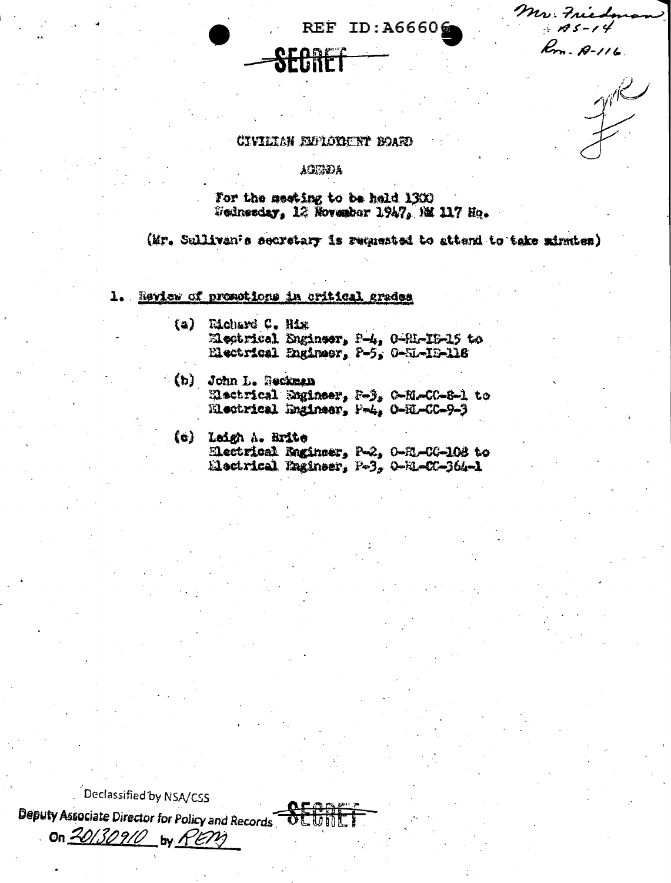REF ID:A66606

Mr. Friedman
AS-14
Rm. A-116

SECRET

CIVILIAN EMPLOYMENT BOARD

AGENDA

For the meeting to be held 1300
Wednesday, 12 November 1947, RM 117 Hq.

(Mr. Sullivan's secretary is requested to attend to take minutes)

1. Review of promotions in critical grades

   (a) Richard C. Hix
   Electrical Engineer, P-4, 0-RL-IB-15 to
   Electrical Engineer, P-5, 0-RL-IB-118

   (b) John L. Heckman
   Electrical Engineer, P-3, 0-RL-CC-8-1 to
   Electrical Engineer, P-4, 0-RL-CC-9-3

   (c) Leigh A. Brite
   Electrical Engineer, P-2, 0-RL-CC-108 to
   Electrical Engineer, P-3, 0-RL-CC-364-1

Declassified by NSA/CSS
Deputy Associate Director for Policy and Records
On 20130910 by REM

SECRET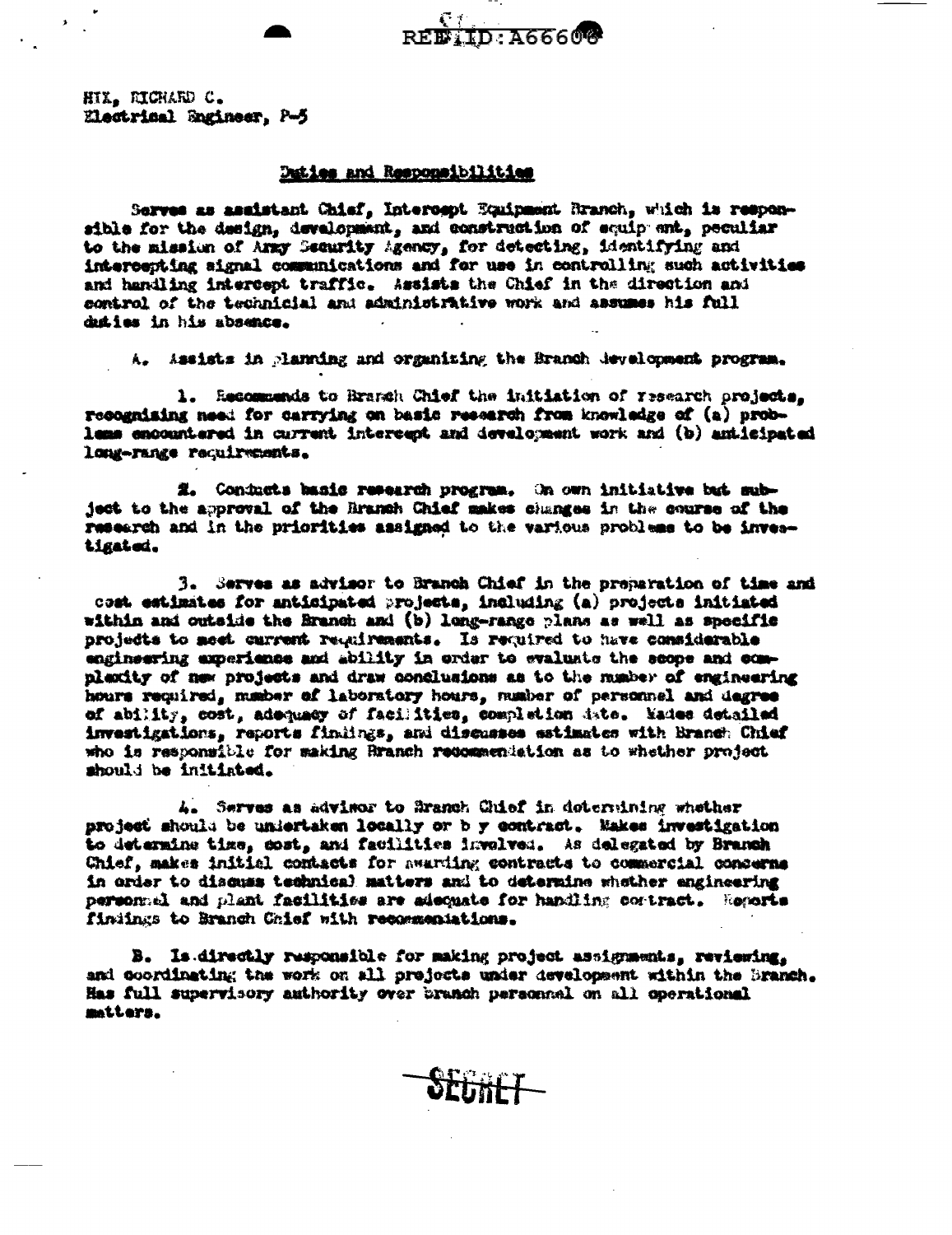REF ID:A66606

HIX, RICHARD C.
Electrical Engineer, P-5

## Duties and Responsibilities

Serves as assistant Chief, Intercept Equipment Branch, which is responsible for the design, development, and construction of equipment, peculiar to the mission of Army Security Agency, for detecting, identifying and intercepting signal communications and for use in controlling such activities and handling intercept traffic. Assists the Chief in the direction and control of the technicial and administrative work and assumes his full duties in his absence.

A. Assists in planning and organizing the Branch development program.

1. Recommends to Branch Chief the initiation of research projects, recognizing need for carrying on basic research from knowledge of (a) problems encountered in current intercept and development work and (b) anticipated long-range requirements.

2. Conducts basic research program. On own initiative but subject to the approval of the Branch Chief makes changes in the course of the research and in the priorities assigned to the various problems to be investigated.

3. Serves as advisor to Branch Chief in the preparation of time and cost estimates for anticipated projects, including (a) projects initiated within and outside the Branch and (b) long-range plans as well as specific projects to meet current requirements. Is required to have considerable engineering experience and ability in order to evaluate the scope and complexity of new projects and draw conclusions as to the number of engineering hours required, number of laboratory hours, number of personnel and degree of ability, cost, adequacy of facilities, completion date. Makes detailed investigations, reports findings, and discusses estimates with Branch Chief who is responsible for making Branch recommendation as to whether project should be initiated.

4. Serves as advisor to Branch Chief in determining whether project should be undertaken locally or b y contract. Makes investigation to determine time, cost, and facilities involved. As delegated by Branch Chief, makes initial contacts for awarding contracts to commercial concerns in order to discuss technical matters and to determine whether engineering personnel and plant facilities are adequate for handling contract. Reports findings to Branch Chief with recommendations.

B. Is directly responsible for making project assignments, reviewing, and coordinating the work on all projects under development within the Branch. Has full supervisory authority over branch personnel on all operational matters.

SECRET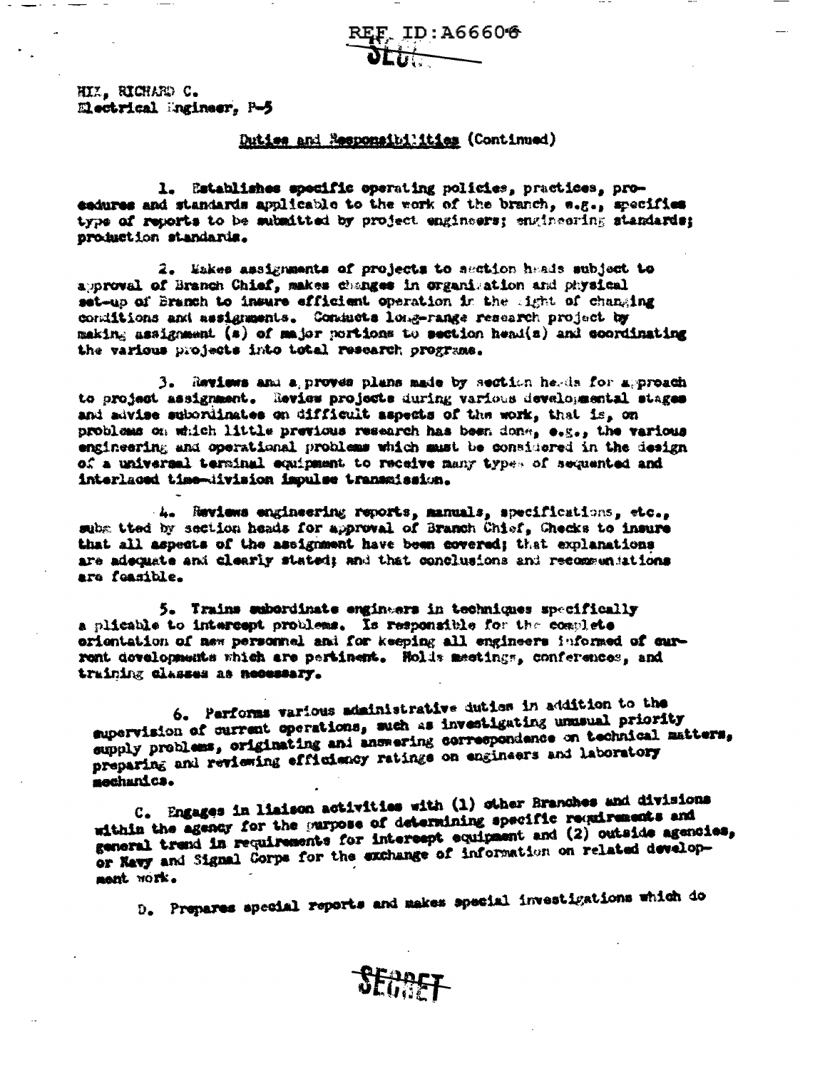HIX, RICHARD C.
Electrical Engineer, P-5

Duties and Responsibilities (Continued)

1. Establishes specific operating policies, practices, procedures and standards applicable to the work of the branch, e.g., specifies type of reports to be submitted by project engineers; engineering standards; production standards.

2. Makes assignments of projects to section heads subject to approval of Branch Chief, makes changes in organization and physical set-up of Branch to insure efficient operation in the light of changing conditions and assignments. Conducts long-range research project by making assignment (s) of major portions to section head(s) and coordinating the various projects into total research programs.

3. Reviews and approves plans made by section heads for approach to project assignment. Review projects during various developmental stages and advise subordinates on difficult aspects of the work, that is, on problems on which little previous research has been done, e.g., the various engineering and operational problems which must be considered in the design of a universal terminal equipment to receive many types of sequented and interlaced time-division impulse transmission.

4. Reviews engineering reports, manuals, specifications, etc., submitted by section heads for approval of Branch Chief, Checks to insure that all aspects of the assignment have been covered; that explanations are adequate and clearly stated; and that conclusions and recommendations are feasible.

5. Trains subordinate engineers in techniques specifically applicable to intercept problems. Is responsible for the complete orientation of new personnel and for keeping all engineers informed of current developments which are pertinent. Holds meetings, conferences, and training classes as necessary.

6. Performs various administrative duties in addition to the supervision of current operations, such as investigating unusual priority supply problems, originating and answering correspondence on technical matters, preparing and reviewing efficiency ratings on engineers and laboratory mechanics.

C. Engages in liaison activities with (1) other Branches and divisions within the agency for the purpose of determining specific requirements and general trend in requirements for intercept equipment and (2) outside agencies, or Navy and Signal Corps for the exchange of information on related development work.

D. Prepares special reports and makes special investigations which do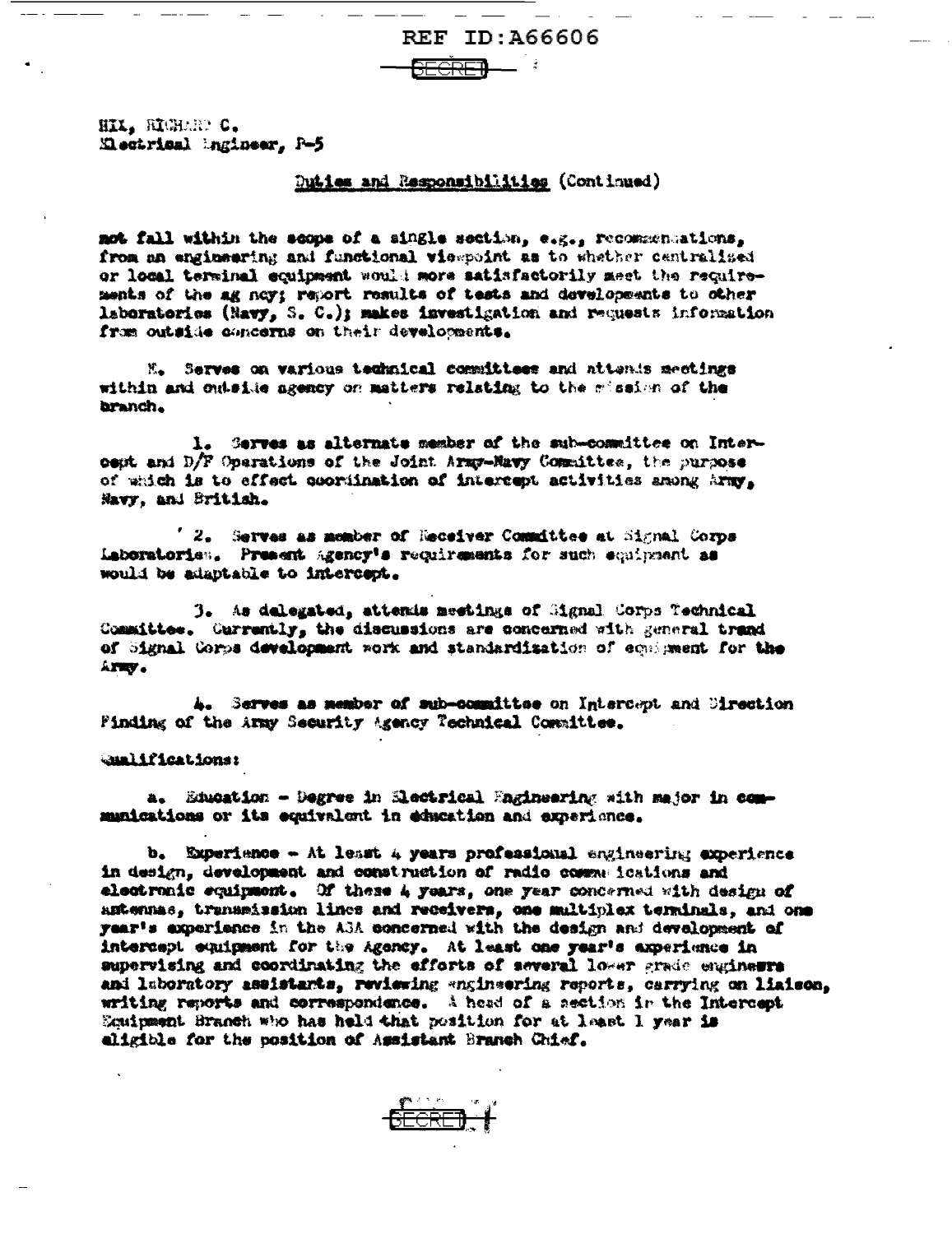HILL, RICHARD C.
Electrical Engineer, P-5

Duties and Responsibilities (Continued)

not fall within the scope of a single section, e.g., recommendations, from an engineering and functional viewpoint as to whether centralized or local terminal equipment would more satisfactorily meet the requirements of the agency; report results of tests and developments to other laboratories (Navy, S. C.); makes investigation and requests information from outside concerns on their developments.

K. Serves on various technical committees and attends meetings within and outside agency on matters relating to the mission of the branch.

1. Serves as alternate member of the sub-committee on Intercept and D/F Operations of the Joint Army-Navy Committee, the purpose of which is to effect coordination of intercept activities among Army, Navy, and British.

2. Serves as member of Receiver Committee at Signal Corps Laboratories. Present Agency's requirements for such equipment as would be adaptable to intercept.

3. As delegated, attends meetings of Signal Corps Technical Committee. Currently, the discussions are concerned with general trend of Signal Corps development work and standardization of equipment for the Army.

4. Serves as member of sub-committee on Intercept and Direction Finding of the Army Security Agency Technical Committee.

Qualifications:

a. Education - Degree in Electrical Engineering with major in communications or its equivalent in education and experience.

b. Experience - At least 4 years professional engineering experience in design, development and construction of radio communications and electronic equipment. Of these 4 years, one year concerned with design of antennas, transmission lines and receivers, one multiplex terminals, and one year's experience in the ASA concerned with the design and development of intercept equipment for the Agency. At least one year's experience in supervising and coordinating the efforts of several lower grade engineers and laboratory assistants, reviewing engineering reports, carrying on liaison, writing reports and correspondence. A head of a section in the Intercept Equipment Branch who has held that position for at least 1 year is eligible for the position of Assistant Branch Chief.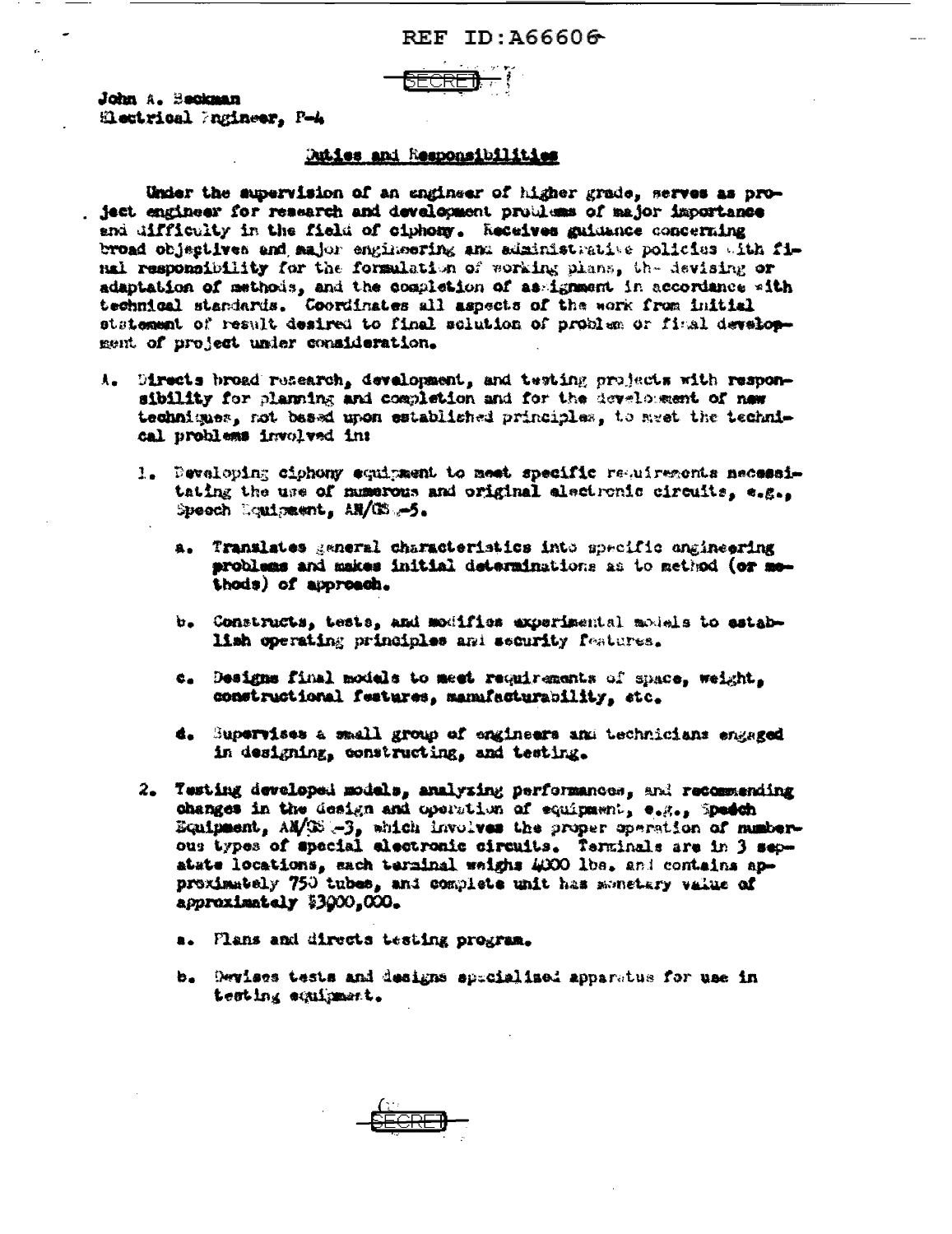REF ID:A66606

SECRET

John A. Beckman
Electrical Engineer, P-4

## Duties and Responsibilities

Under the supervision of an engineer of higher grade, serves as project engineer for research and development problems of major importance and difficulty in the field of ciphony. Receives guidance concerning broad objectives and major engineering and administrative policies with final responsibility for the formulation of working plans, the devising or adaptation of methods, and the completion of assignment in accordance with technical standards. Coordinates all aspects of the work from initial statement of result desired to final solution of problem or final development of project under consideration.

A. Directs broad research, development, and testing projects with responsibility for planning and completion and for the development of new techniques, not based upon established principles, to meet the technical problems involved in:

1. Developing ciphony equipment to meet specific requirements necessitating the use of numerous and original electronic circuits, e.g., Speech Equipment, AN/GS -5.

    a. Translates general characteristics into specific engineering problems and makes initial determinations as to method (or methods) of approach.

    b. Constructs, tests, and modifies experimental models to establish operating principles and security features.

    c. Designs final models to meet requirements of space, weight, constructional features, manufacturability, etc.

    d. Supervises a small group of engineers and technicians engaged in designing, constructing, and testing.

2. Testing developed models, analyzing performances, and recommending changes in the design and operation of equipment, e.g., Speech Equipment, AN/GS -3, which involves the proper operation of numerous types of special electronic circuits. Terminals are in 3 separate locations, each terminal weighs 4000 lbs. and contains approximately 750 tubes, and complete unit has monetary value of approximately $3000,000.

    a. Plans and directs testing program.

    b. Devises tests and designs specialized apparatus for use in testing equipment.

SECRET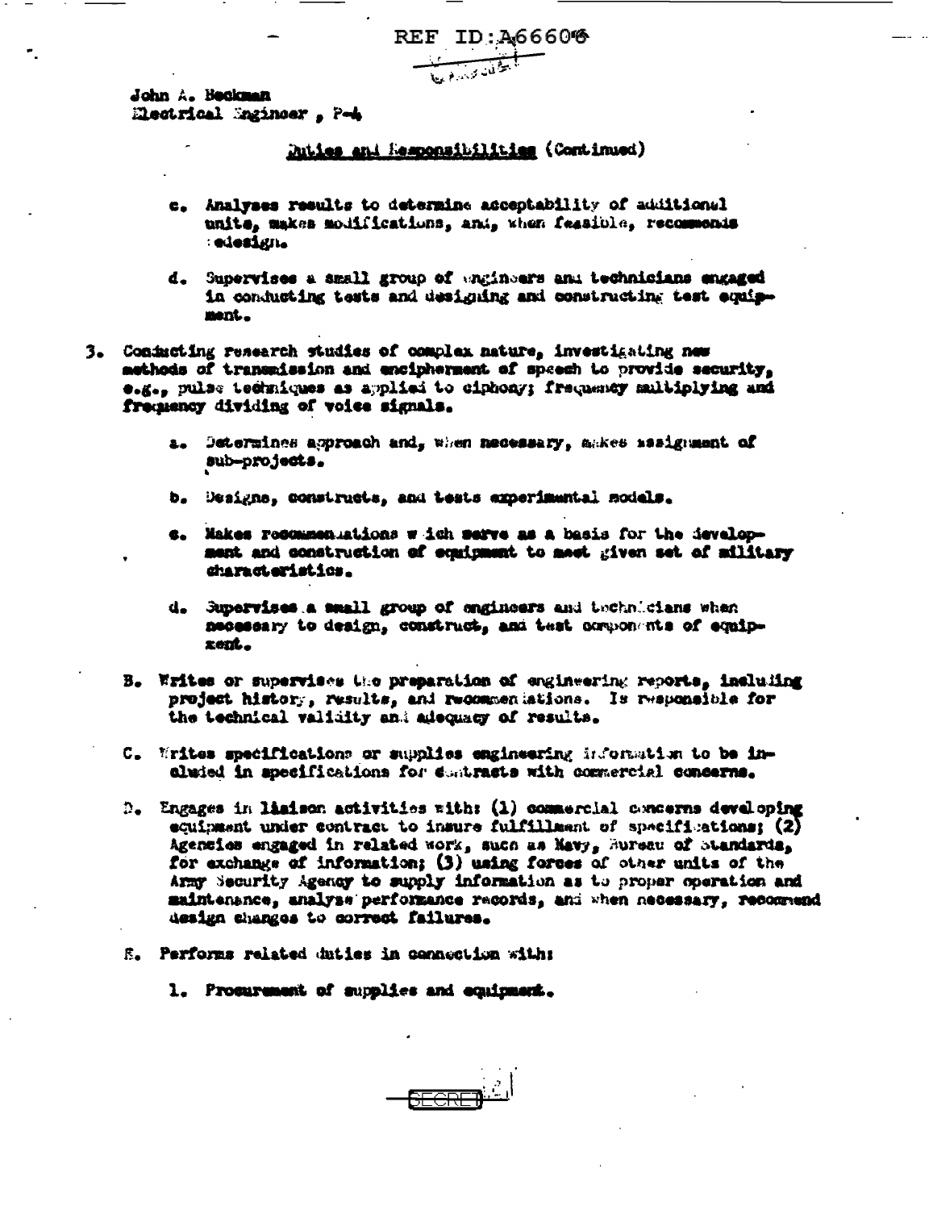John A. Beckman
Electrical Engineer, P-4

Duties and Responsibilities (Continued)

c. Analyses results to determine acceptability of additional units, makes modifications, and, when feasible, recommends redesign.

d. Supervises a small group of engineers and technicians engaged in conducting tests and designing and constructing test equipment.

3. Conducting research studies of complex nature, investigating new methods of transmission and encipherment of speech to provide security, e.g., pulse techniques as applied to ciphony; frequency multiplying and frequency dividing of voice signals.

a. Determines approach and, when necessary, makes assignment of sub-projects.

b. Designs, constructs, and tests experimental models.

c. Makes recommendations which serve as a basis for the development and construction of equipment to meet given set of military characteristics.

d. Supervises a small group of engineers and technicians when necessary to design, construct, and test components of equipment.

B. Writes or supervises the preparation of engineering reports, including project history, results, and recommendations. Is responsible for the technical validity and adequacy of results.

C. Writes specifications or supplies engineering information to be included in specifications for contracts with commercial concerns.

D. Engages in liaison activities with: (1) commercial concerns developing equipment under contract to insure fulfillment of specifications; (2) Agencies engaged in related work, such as Navy, Bureau of Standards, for exchange of information; (3) using forces of other units of the Army Security Agency to supply information as to proper operation and maintenance, analyse performance records, and when necessary, recommend design changes to correct failures.

E. Performs related duties in connection with:

1. Procurement of supplies and equipment.

SECRET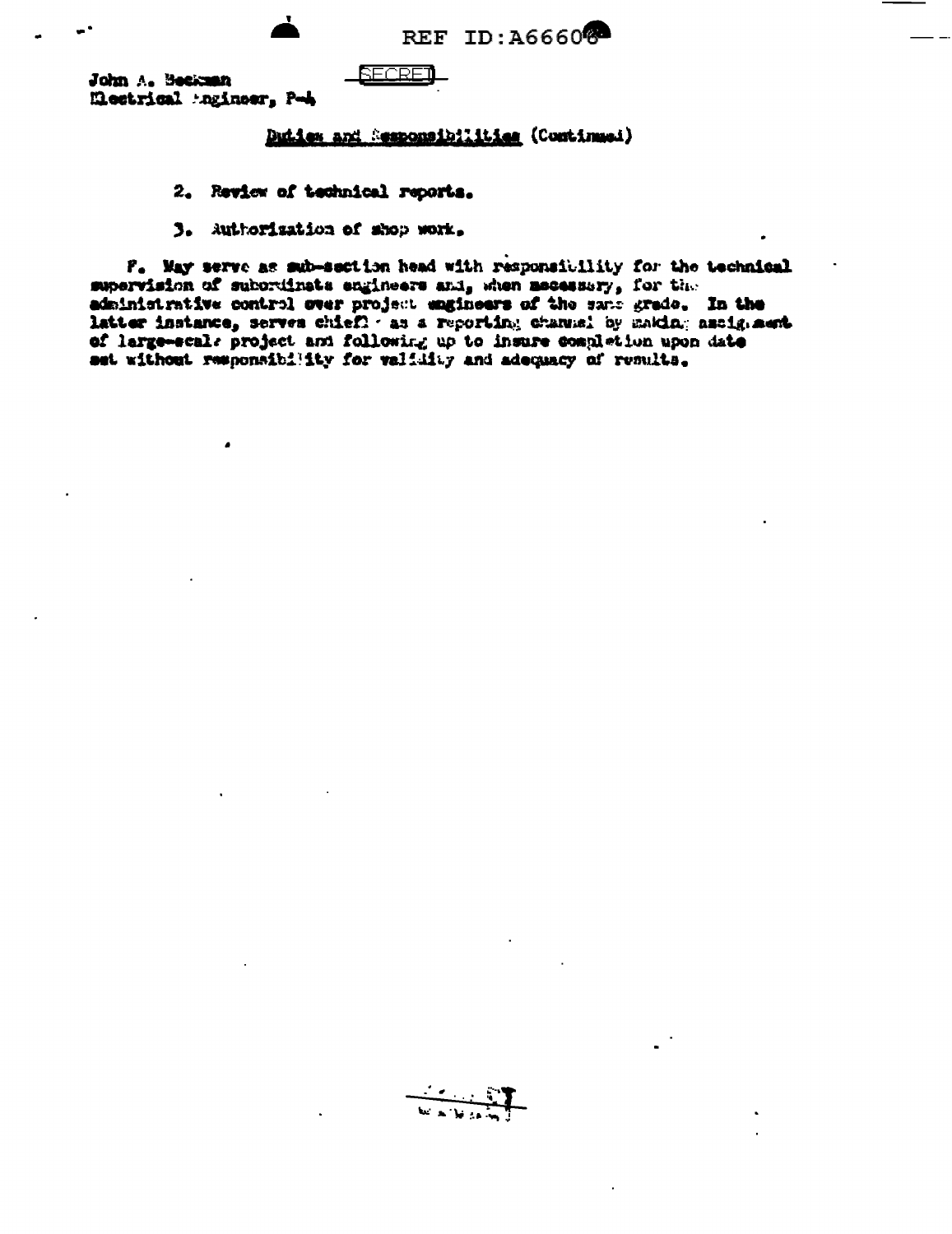SECRET

John A. Beckman
Electrical Engineer, P-4

Duties and Responsibilities (Continued)

2. Review of technical reports.

3. Authorization of shop work.

F. May serve as sub-section head with responsibility for the technical supervision of subordinate engineers and, when necessary, for the administrative control over project engineers of the same grade. In the latter instance, serves chiefly as a reporting channel by making assignment of large-scale project and following up to insure completion upon date set without responsibility for validity and adequacy of results.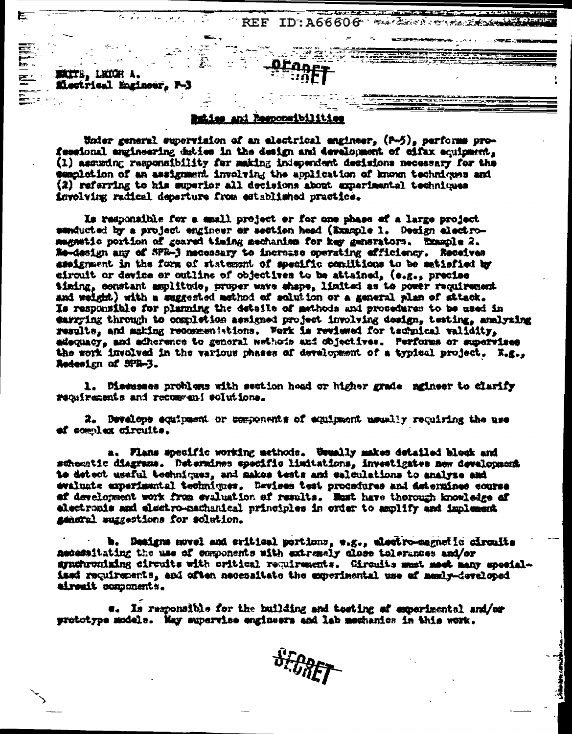SMITH, LEIGH A.
Electrical Engineer, P-3

SECRET

## Duties and Responsibilities

Under general supervision of an electrical engineer, (P-5), performs professional engineering duties in the design and development of cifax equipment, (1) assuming responsibility for making independent decisions necessary for the completion of an assignment involving the application of known techniques and (2) referring to his superior all decisions about experimental techniques involving radical departure from established practice.

Is responsible for a small project or for one phase of a large project conducted by a project engineer or section head (Example 1. Design electromagnetic portion of geared timing mechanism for key generators. Example 2. Re-design any of SPR-3 necessary to increase operating efficiency. Receives assignment in the form of statement of specific conditions to be satisfied by circuit or device or outline of objectives to be attained, (e.g., precise timing, constant amplitude, proper wave shape, limited as to power requirement and weight) with a suggested method of solution or a general plan of attack. Is responsible for planning the details of methods and procedures to be used in carrying through to completion assigned project involving design, testing, analyzing results, and making recommendations. Work is reviewed for technical validity, adequacy, and adherence to general methods and objectives. Performs or supervises the work involved in the various phases of development of a typical project. E.g., Redesign of SPR-3.

1. Discusses problems with section head or higher grade ngineer to clarify requirements and recommend solutions.

2. Develops equipment or components of equipment usually requiring the use of complex circuits.

  a. Plans specific working methods. Usually makes detailed block and schematic diagrams. Determines specific limitations, investigates new development to detect useful techniques, and makes tests and calculations to analyze and evaluate experimental techniques. Devises test procedures and determines course of development work from evaluation of results. Must have thorough knowledge of electronic and electro-mechanical principles in order to amplify and implement general suggestions for solution.

  b. Designs novel and critical portions, e.g., electro-magnetic circuits necessitating the use of components with extremely close tolerances and/or synchronizing circuits with critical requirements. Circuits must meet many specialized requirements, and often necessitate the experimental use of newly-developed circuit components.

  c. Is responsible for the building and testing of experimental and/or prototype models. May supervise engineers and lab mechanics in this work.

SECRET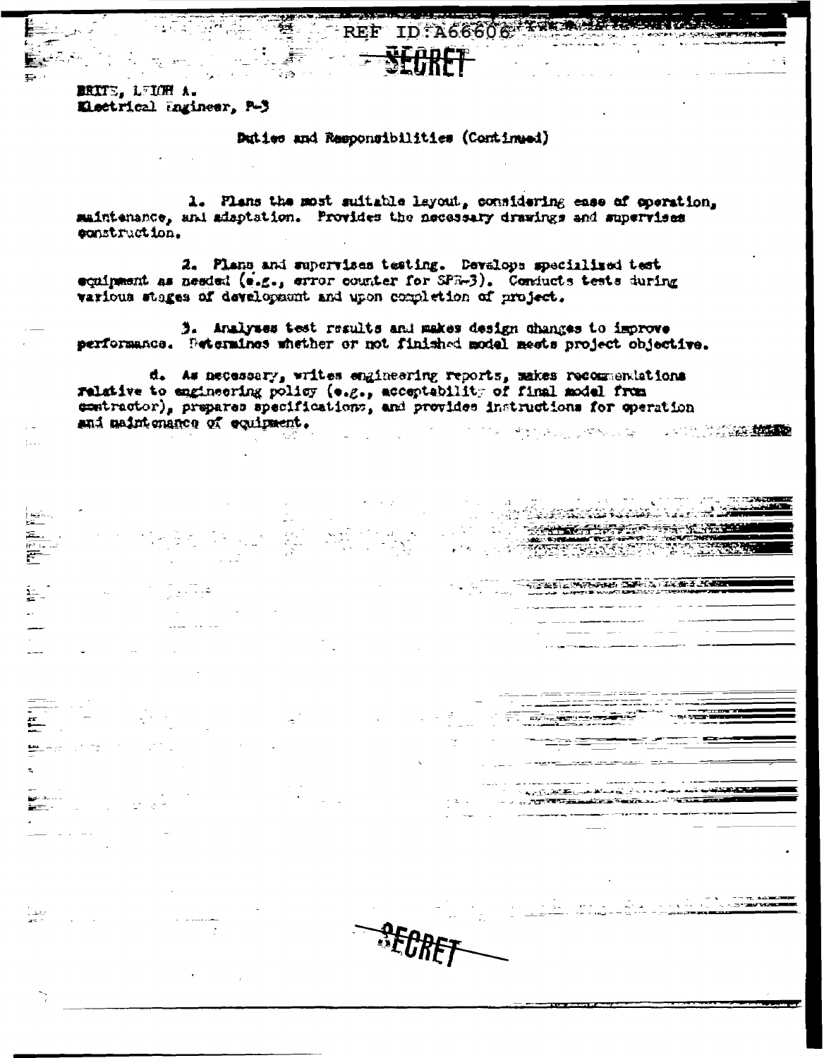REF ID:A66606

SECRET

BRITZ, L?IGH A.
Electrical Engineer, P-3

Duties and Responsibilities (Continued)

1. Plans the most suitable layout, considering ease of operation, maintenance, and adaptation. Provides the necessary drawings and supervises construction.

2. Plans and supervises testing. Develops specialized test equipment as needed (e.g., error counter for SPR-3). Conducts tests during various stages of development and upon completion of project.

3. Analyzes test results and makes design changes to improve performance. Determines whether or not finished model meets project objective.

d. As necessary, writes engineering reports, makes recommendations relative to engineering policy (e.g., acceptability of final model from contractor), prepares specifications, and provides instructions for operation and maintenance of equipment.

SECRET